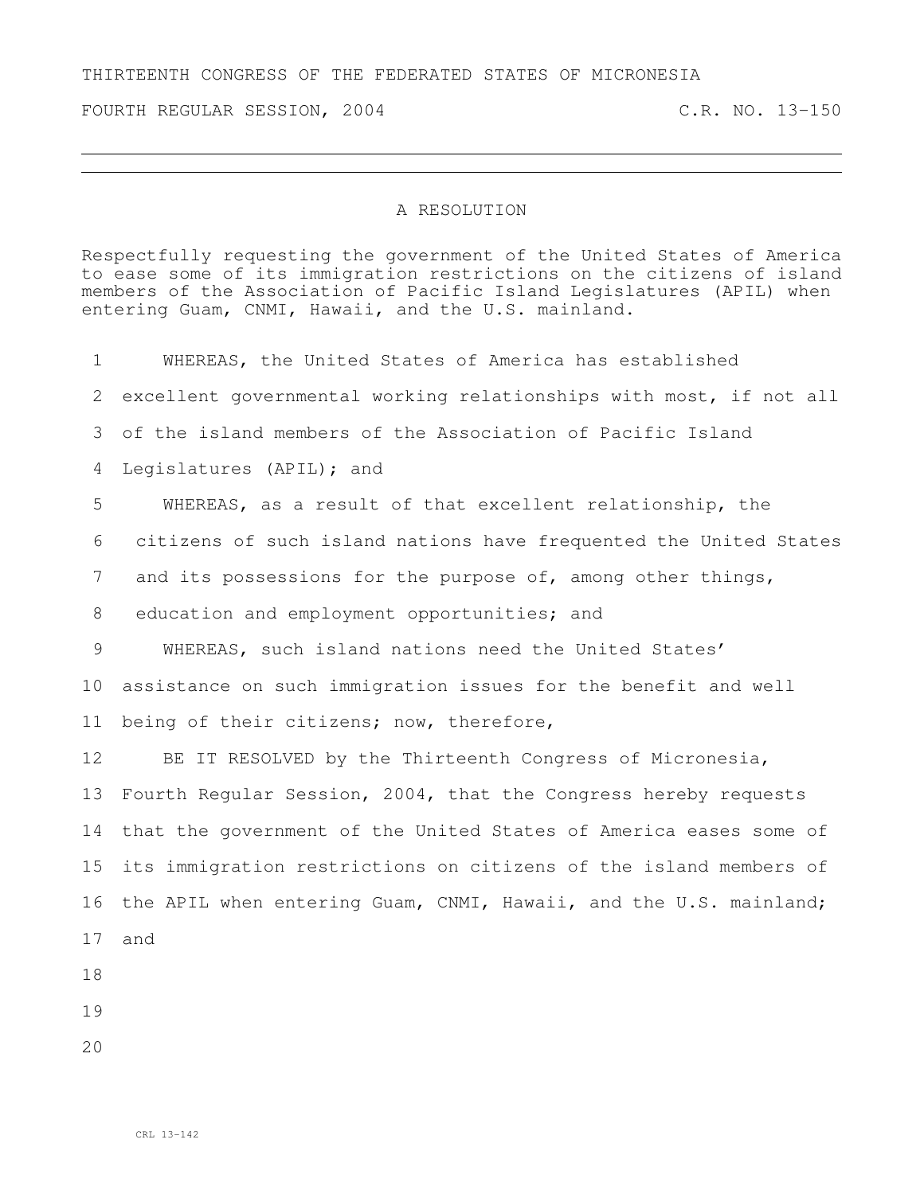THIRTEENTH CONGRESS OF THE FEDERATED STATES OF MICRONESIA

FOURTH REGULAR SESSION, 2004 C.R. NO. 13-150

---

## A RESOLUTION

Respectfully requesting the government of the United States of America to ease some of its immigration restrictions on the citizens of island members of the Association of Pacific Island Legislatures (APIL) when entering Guam, CNMI, Hawaii, and the U.S. mainland.

1 WHEREAS, the United States of America has established
2 excellent governmental working relationships with most, if not all
3 of the island members of the Association of Pacific Island
4 Legislatures (APIL); and
5 WHEREAS, as a result of that excellent relationship, the
6 citizens of such island nations have frequented the United States
7 and its possessions for the purpose of, among other things,
8 education and employment opportunities; and
9 WHEREAS, such island nations need the United States'
10 assistance on such immigration issues for the benefit and well
11 being of their citizens; now, therefore,
12 BE IT RESOLVED by the Thirteenth Congress of Micronesia,
13 Fourth Regular Session, 2004, that the Congress hereby requests
14 that the government of the United States of America eases some of
15 its immigration restrictions on citizens of the island members of
16 the APIL when entering Guam, CNMI, Hawaii, and the U.S. mainland;
17 and
18
19
20

CRL 13-142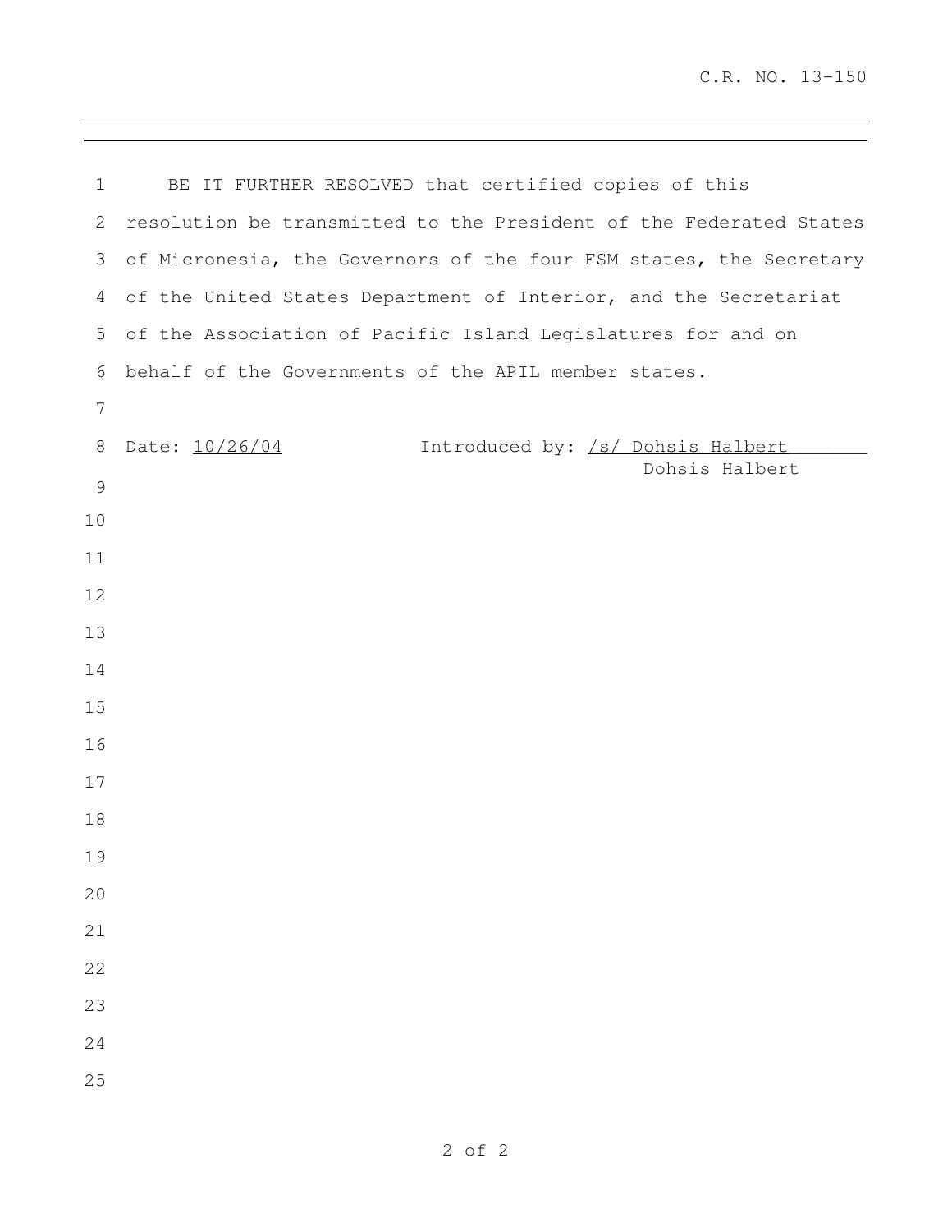BE IT FURTHER RESOLVED that certified copies of this resolution be transmitted to the President of the Federated States of Micronesia, the Governors of the four FSM states, the Secretary of the United States Department of Interior, and the Secretariat of the Association of Pacific Island Legislatures for and on behalf of the Governments of the APIL member states.

Date: 10/26/04

Introduced by: /s/ Dohsis Halbert

Dohsis Halbert